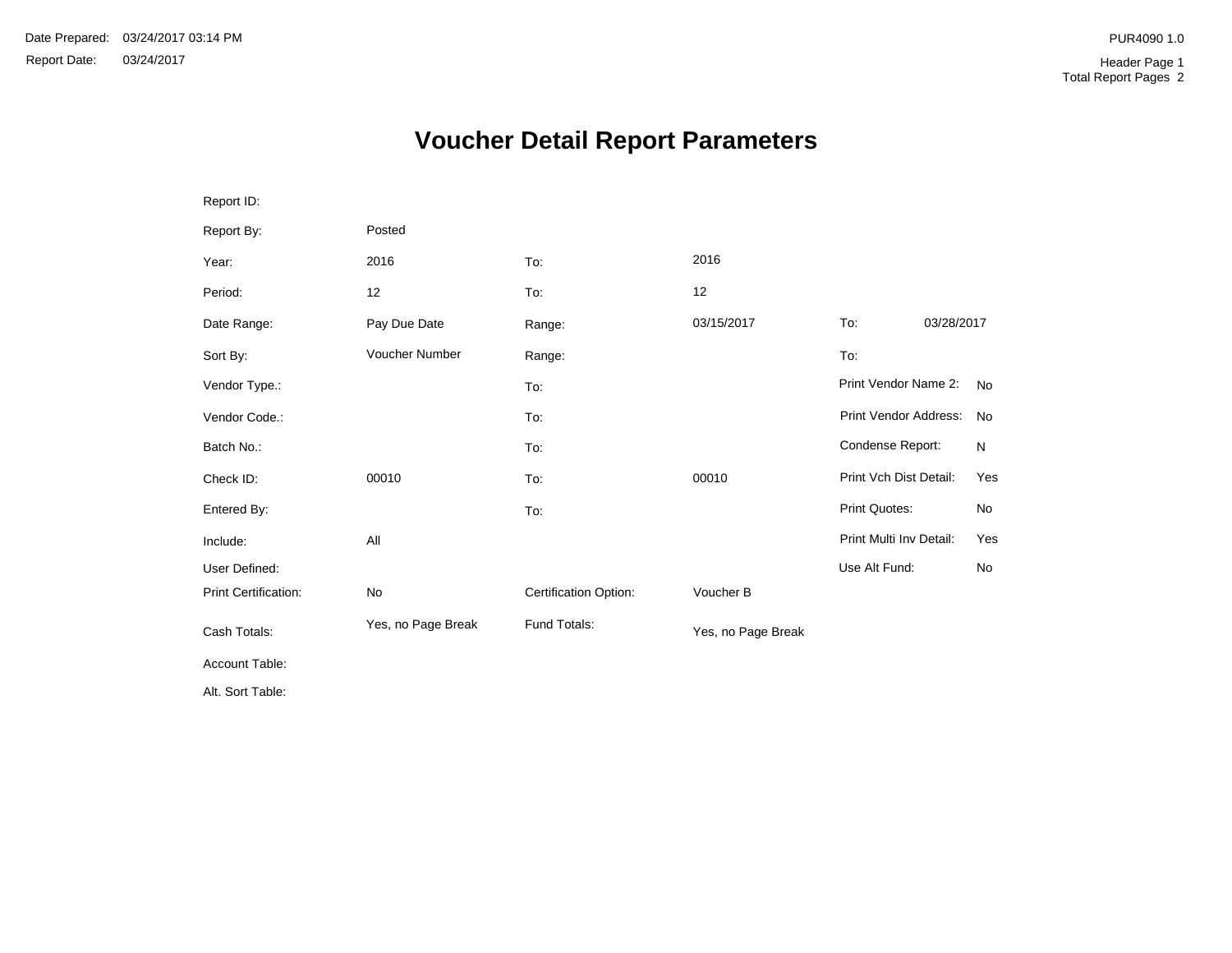Date Prepared: 03/24/2017 03:14 PM
Report Date: 03/24/2017

PUR4090 1.0

Header Page 1
Total Report Pages 2

# Voucher Detail Report Parameters

| | | | | | |
|---|---|---|---|---|---|
| Report ID: | | | | | |
| Report By: | Posted | | | | |
| Year: | 2016 | To: | 2016 | | |
| Period: | 12 | To: | 12 | | |
| Date Range: | Pay Due Date | Range: | 03/15/2017 | To: | 03/28/2017 |
| Sort By: | Voucher Number | Range: | | To: | |
| Vendor Type.: | | To: | | Print Vendor Name 2: | No |
| Vendor Code.: | | To: | | Print Vendor Address: | No |
| Batch No.: | | To: | | Condense Report: | N |
| Check ID: | 00010 | To: | 00010 | Print Vch Dist Detail: | Yes |
| Entered By: | | To: | | Print Quotes: | No |
| Include: | All | | | Print Multi Inv Detail: | Yes |
| User Defined: | | | | Use Alt Fund: | No |
| Print Certification: | No | Certification Option: | Voucher B | | |
| Cash Totals: | Yes, no Page Break | Fund Totals: | Yes, no Page Break | | |
| Account Table: | | | | | |
| Alt. Sort Table: | | | | | |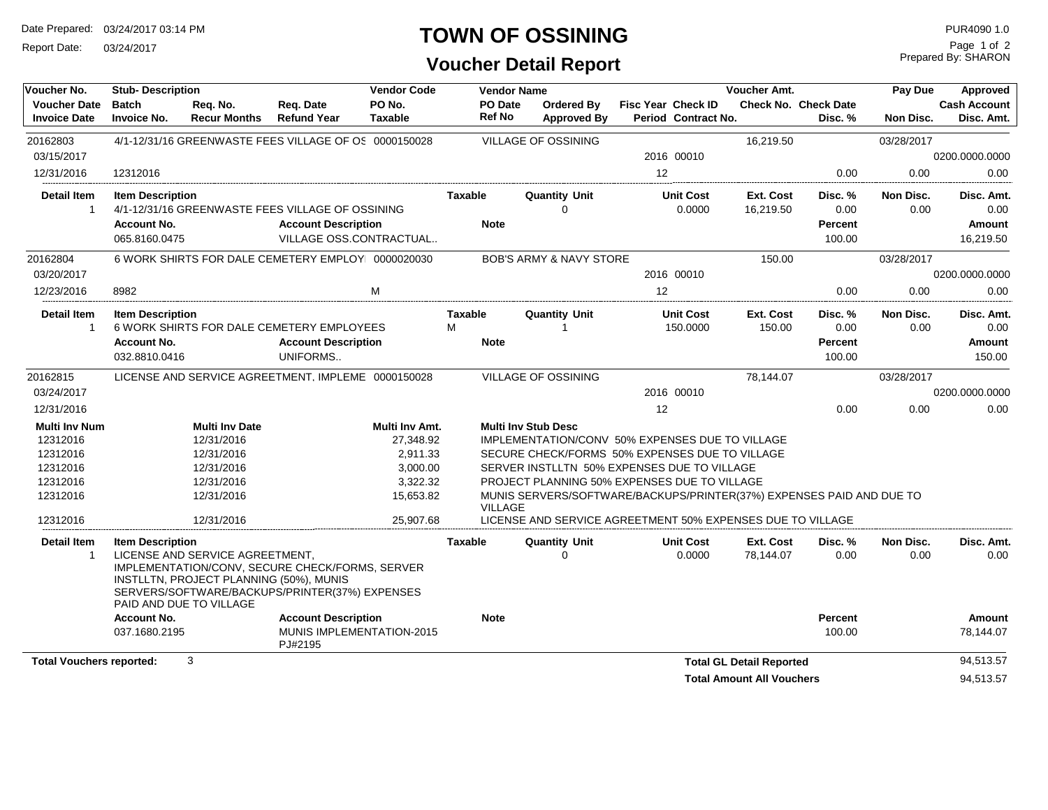# TOWN OF OSSINING

## Voucher Detail Report

Date Prepared: 03/24/2017 03:14 PM
Report Date: 03/24/2017

PUR4090 1.0
Prepared By: SHARON

| Voucher No. | Stub- Description | | | Vendor Code | Vendor Name | | | | Voucher Amt. | | Pay Due | Approved |
|---|---|---|---|---|---|---|---|---|---|---|---|---|
| Voucher Date | Batch | Req. No. | Req. Date | PO No. | PO Date | Ordered By | Fisc Year | Check ID | Check No. | Check Date | | Cash Account |
| Invoice Date | Invoice No. | Recur Months | Refund Year | Taxable | Ref No | Approved By | Period | Contract No. | | Disc. % | Non Disc. | Disc. Amt. |
| 20162803 | 4/1-12/31/16 GREENWASTE FEES VILLAGE OF OS | | | 0000150028 | VILLAGE OF OSSINING | | | | 16,219.50 | | 03/28/2017 | |
| 03/15/2017 | | | | | | | 2016 | 00010 | | | | 0200.0000.0000 |
| 12/31/2016 | 12312016 | | | | | | 12 | | | 0.00 | 0.00 | 0.00 |

| Detail Item | Item Description | Taxable | Quantity Unit | Unit Cost | Ext. Cost | Disc. % | Non Disc. | Disc. Amt. |
|---|---|---|---|---|---|---|---|---|
| 1 | 4/1-12/31/16 GREENWASTE FEES VILLAGE OF OSSINING | | 0 | 0.0000 | 16,219.50 | 0.00 | 0.00 | 0.00 |

| Account No. | Account Description | Note | Percent | Amount |
|---|---|---|---|---|
| 065.8160.0475 | VILLAGE OSS.CONTRACTUAL.. | | 100.00 | 16,219.50 |

| Voucher No. | Stub- Description | | | Vendor Code | Vendor Name | | | | Voucher Amt. | | Pay Due | Approved |
|---|---|---|---|---|---|---|---|---|---|---|---|---|
| 20162804 | 6 WORK SHIRTS FOR DALE CEMETERY EMPLOY | | | 0000020030 | BOB'S ARMY & NAVY STORE | | | | 150.00 | | 03/28/2017 | |
| 03/20/2017 | | | | | | | 2016 | 00010 | | | | 0200.0000.0000 |
| 12/23/2016 | 8982 | | | M | | | 12 | | | 0.00 | 0.00 | 0.00 |

| Detail Item | Item Description | Taxable | Quantity Unit | Unit Cost | Ext. Cost | Disc. % | Non Disc. | Disc. Amt. |
|---|---|---|---|---|---|---|---|---|
| 1 | 6 WORK SHIRTS FOR DALE CEMETERY EMPLOYEES | M | 1 | 150.0000 | 150.00 | 0.00 | 0.00 | 0.00 |

| Account No. | Account Description | Note | Percent | Amount |
|---|---|---|---|---|
| 032.8810.0416 | UNIFORMS.. | | 100.00 | 150.00 |

| Voucher No. | Stub- Description | | | Vendor Code | Vendor Name | | | | Voucher Amt. | | Pay Due | Approved |
|---|---|---|---|---|---|---|---|---|---|---|---|---|
| 20162815 | LICENSE AND SERVICE AGREEMENT, IMPLEME | | | 0000150028 | VILLAGE OF OSSINING | | | | 78,144.07 | | 03/28/2017 | |
| 03/24/2017 | | | | | | | 2016 | 00010 | | | | 0200.0000.0000 |
| 12/31/2016 | | | | | | | 12 | | | 0.00 | 0.00 | 0.00 |

| Multi Inv Num | Multi Inv Date | Multi Inv Amt. | Multi Inv Stub Desc |
|---|---|---|---|
| 12312016 | 12/31/2016 | 27,348.92 | IMPLEMENTATION/CONV 50% EXPENSES DUE TO VILLAGE |
| 12312016 | 12/31/2016 | 2,911.33 | SECURE CHECK/FORMS 50% EXPENSES DUE TO VILLAGE |
| 12312016 | 12/31/2016 | 3,000.00 | SERVER INSTLLTN 50% EXPENSES DUE TO VILLAGE |
| 12312016 | 12/31/2016 | 3,322.32 | PROJECT PLANNING 50% EXPENSES DUE TO VILLAGE |
| 12312016 | 12/31/2016 | 15,653.82 | MUNIS SERVERS/SOFTWARE/BACKUPS/PRINTER(37%) EXPENSES PAID AND DUE TO VILLAGE |
| 12312016 | 12/31/2016 | 25,907.68 | LICENSE AND SERVICE AGREEMENT 50% EXPENSES DUE TO VILLAGE |

| Detail Item | Item Description | Taxable | Quantity Unit | Unit Cost | Ext. Cost | Disc. % | Non Disc. | Disc. Amt. |
|---|---|---|---|---|---|---|---|---|
| 1 | LICENSE AND SERVICE AGREEMENT, IMPLEMENTATION/CONV, SECURE CHECK/FORMS, SERVER INSTLLTN, PROJECT PLANNING (50%), MUNIS SERVERS/SOFTWARE/BACKUPS/PRINTER(37%) EXPENSES PAID AND DUE TO VILLAGE | | 0 | 0.0000 | 78,144.07 | 0.00 | 0.00 | 0.00 |

| Account No. | Account Description | Note | Percent | Amount |
|---|---|---|---|---|
| 037.1680.2195 | MUNIS IMPLEMENTATION-2015 PJ#2195 | | 100.00 | 78,144.07 |

**Total Vouchers reported:** 3

| | |
|---|---|
| **Total GL Detail Reported** | 94,513.57 |
| **Total Amount All Vouchers** | 94,513.57 |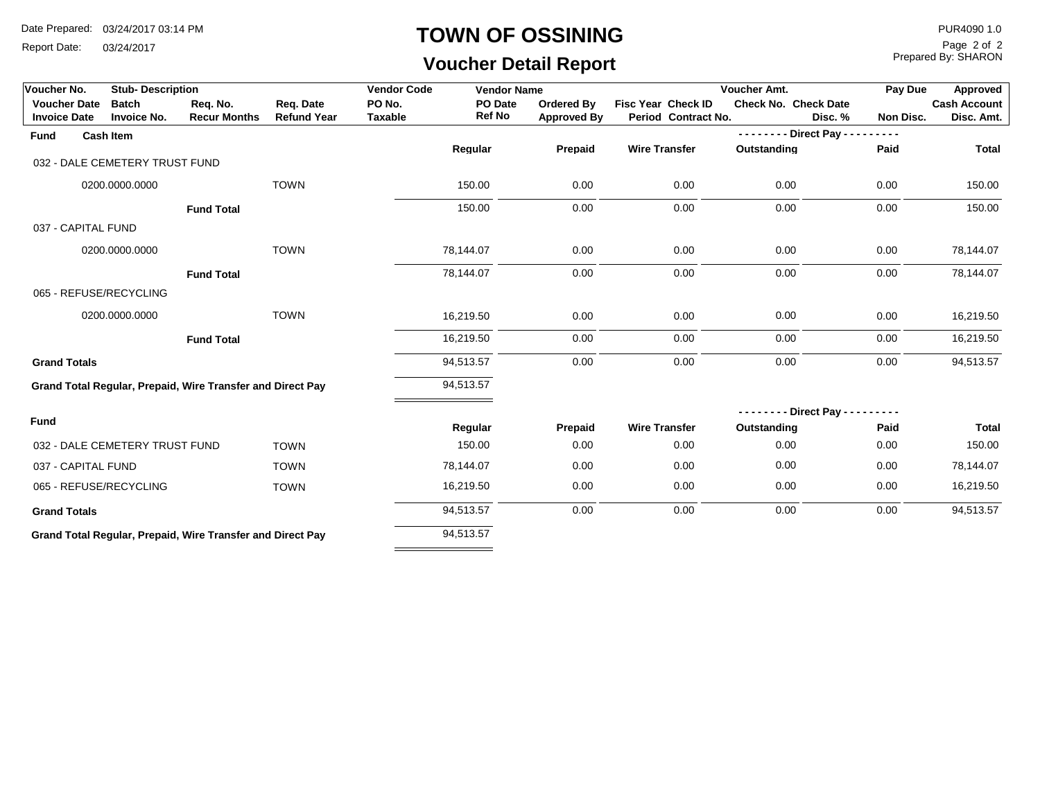# TOWN OF OSSINING

## Voucher Detail Report

Date Prepared: 03/24/2017 03:14 PM

Report Date: 03/24/2017

PUR4090 1.0

Prepared By: SHARON

| Voucher No. | Stub- Description | | | Vendor Code | Vendor Name | | | | Voucher Amt. | | Pay Due | Approved |
|---|---|---|---|---|---|---|---|---|---|---|---|---|
| Voucher Date | Batch | Req. No. | Req. Date | PO No. | PO Date | Ordered By | Fisc Year | Check ID | Check No. | Check Date | | Cash Account |
| Invoice Date | Invoice No. | Recur Months | Refund Year | Taxable | Ref No | Approved By | Period | Contract No. | | Disc. % | Non Disc. | Disc. Amt. |

| Fund | Cash Item | | Regular | Prepaid | Wire Transfer | Direct Pay Outstanding | Direct Pay Paid | Total |
|---|---|---|---|---|---|---|---|---|
| 032 - DALE CEMETERY TRUST FUND | | | | | | | | |
| | 0200.0000.0000 | TOWN | 150.00 | 0.00 | 0.00 | 0.00 | 0.00 | 150.00 |
| | **Fund Total** | | 150.00 | 0.00 | 0.00 | 0.00 | 0.00 | 150.00 |
| 037 - CAPITAL FUND | | | | | | | | |
| | 0200.0000.0000 | TOWN | 78,144.07 | 0.00 | 0.00 | 0.00 | 0.00 | 78,144.07 |
| | **Fund Total** | | 78,144.07 | 0.00 | 0.00 | 0.00 | 0.00 | 78,144.07 |
| 065 - REFUSE/RECYCLING | | | | | | | | |
| | 0200.0000.0000 | TOWN | 16,219.50 | 0.00 | 0.00 | 0.00 | 0.00 | 16,219.50 |
| | **Fund Total** | | 16,219.50 | 0.00 | 0.00 | 0.00 | 0.00 | 16,219.50 |
| **Grand Totals** | | | 94,513.57 | 0.00 | 0.00 | 0.00 | 0.00 | 94,513.57 |
| **Grand Total Regular, Prepaid, Wire Transfer and Direct Pay** | | | 94,513.57 | | | | | |

| Fund | | Regular | Prepaid | Wire Transfer | Direct Pay Outstanding | Direct Pay Paid | Total |
|---|---|---|---|---|---|---|---|
| 032 - DALE CEMETERY TRUST FUND | TOWN | 150.00 | 0.00 | 0.00 | 0.00 | 0.00 | 150.00 |
| 037 - CAPITAL FUND | TOWN | 78,144.07 | 0.00 | 0.00 | 0.00 | 0.00 | 78,144.07 |
| 065 - REFUSE/RECYCLING | TOWN | 16,219.50 | 0.00 | 0.00 | 0.00 | 0.00 | 16,219.50 |
| **Grand Totals** | | 94,513.57 | 0.00 | 0.00 | 0.00 | 0.00 | 94,513.57 |
| **Grand Total Regular, Prepaid, Wire Transfer and Direct Pay** | | 94,513.57 | | | | | |